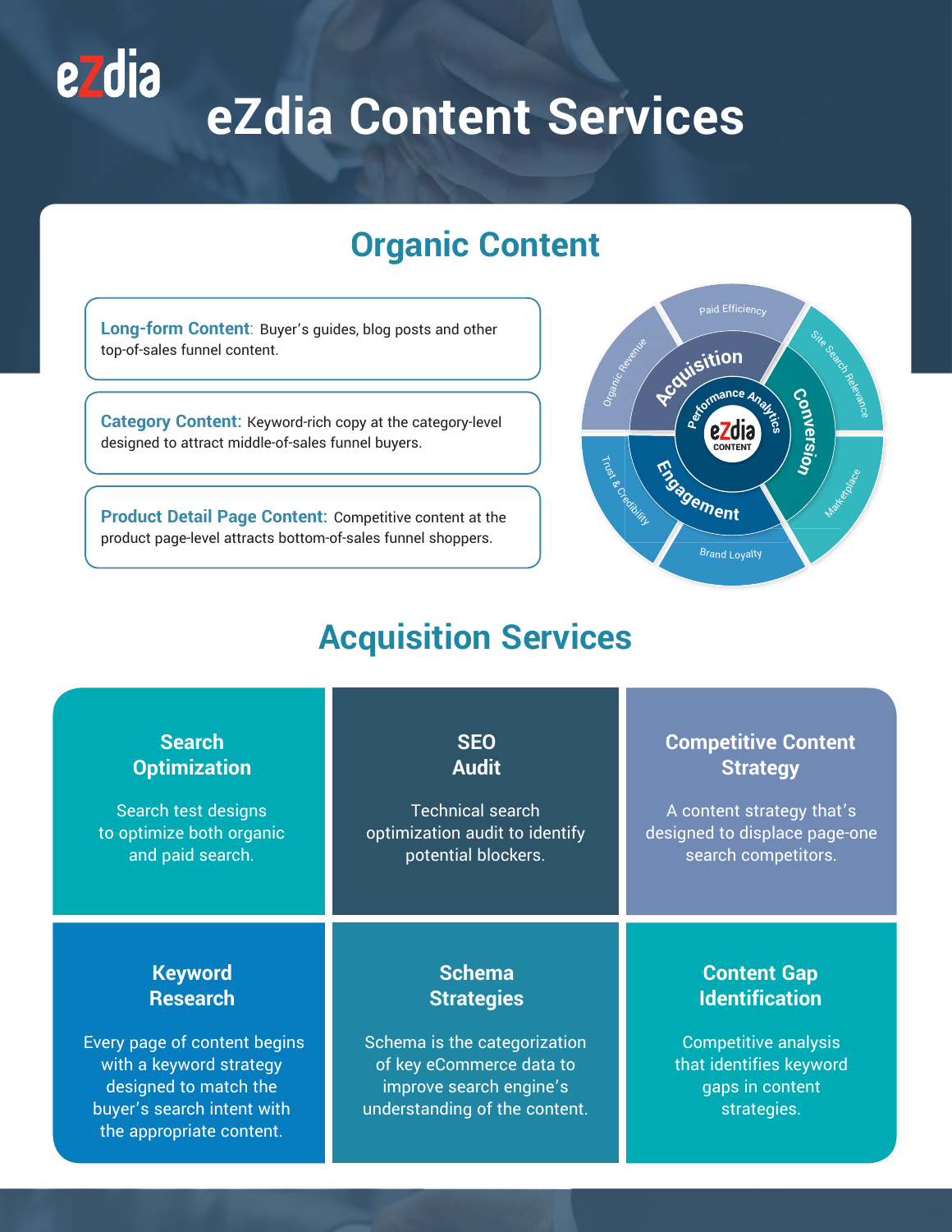# eZdia Content Services

## Organic Content

**Long-form Content:** Buyer's guides, blog posts and other top-of-sales funnel content.

**Category Content:** Keyword-rich copy at the category-level designed to attract middle-of-sales funnel buyers.

**Product Detail Page Content:** Competitive content at the product page-level attracts bottom-of-sales funnel shoppers.

## Acquisition Services

### Search Optimization

Search test designs to optimize both organic and paid search.

### SEO Audit

Technical search optimization audit to identify potential blockers.

### Competitive Content Strategy

A content strategy that's designed to displace page-one search competitors.

### Keyword Research

Every page of content begins with a keyword strategy designed to match the buyer's search intent with the appropriate content.

### Schema Strategies

Schema is the categorization of key eCommerce data to improve search engine's understanding of the content.

### Content Gap Identification

Competitive analysis that identifies keyword gaps in content strategies.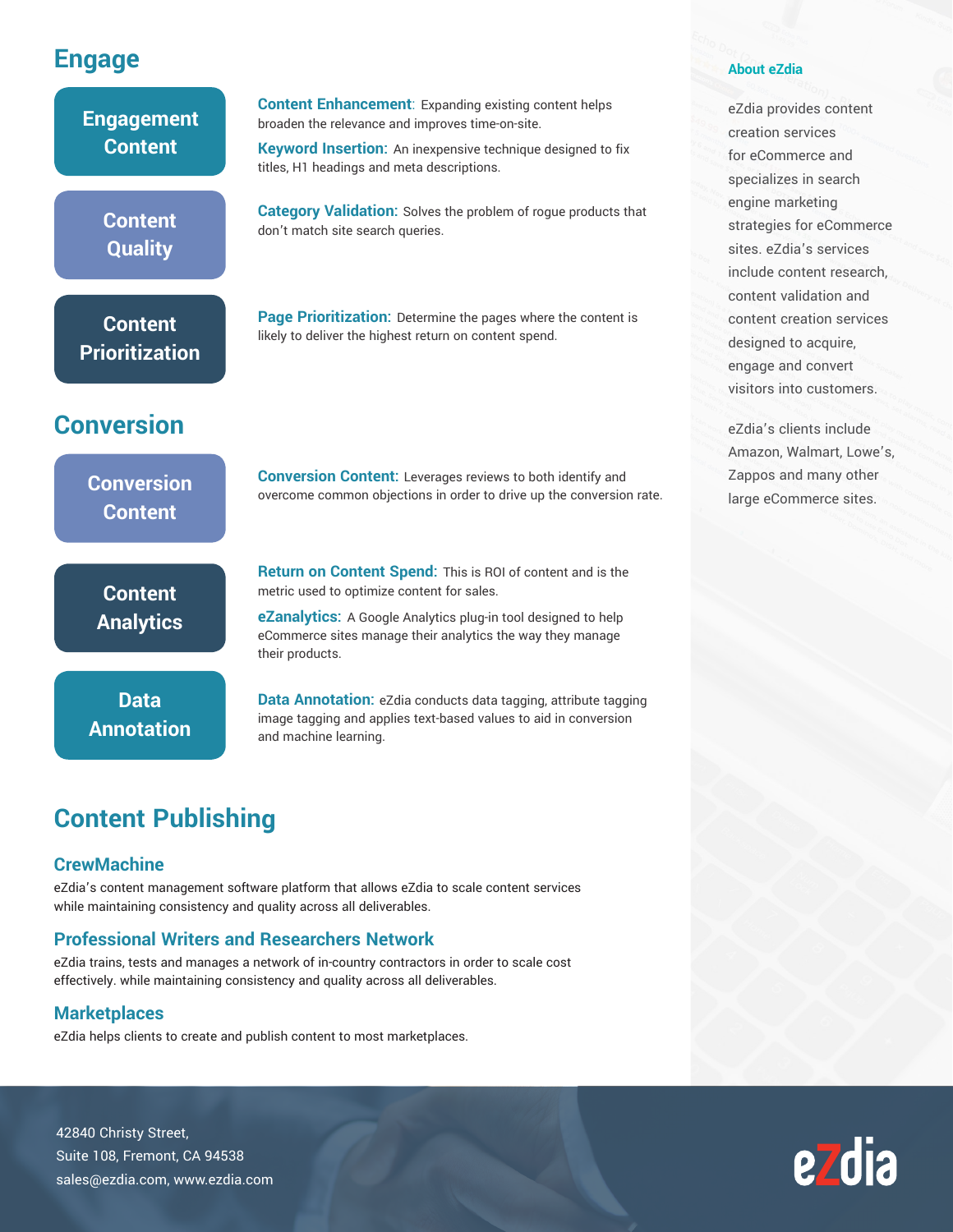## Engage

**Engagement Content**

**Content Enhancement:** Expanding existing content helps broaden the relevance and improves time-on-site.

**Keyword Insertion:** An inexpensive technique designed to fix titles, H1 headings and meta descriptions.

**Content Quality**

**Category Validation:** Solves the problem of rogue products that don't match site search queries.

**Content Prioritization**

**Page Prioritization:** Determine the pages where the content is likely to deliver the highest return on content spend.

## Conversion

**Conversion Content**

**Conversion Content:** Leverages reviews to both identify and overcome common objections in order to drive up the conversion rate.

**Content Analytics**

**Return on Content Spend:** This is ROI of content and is the metric used to optimize content for sales.

**eZanalytics:** A Google Analytics plug-in tool designed to help eCommerce sites manage their analytics the way they manage their products.

**Data Annotation**

**Data Annotation:** eZdia conducts data tagging, attribute tagging image tagging and applies text-based values to aid in conversion and machine learning.

## Content Publishing

### CrewMachine

eZdia's content management software platform that allows eZdia to scale content services while maintaining consistency and quality across all deliverables.

### Professional Writers and Researchers Network

eZdia trains, tests and manages a network of in-country contractors in order to scale cost effectively. while maintaining consistency and quality across all deliverables.

### Marketplaces

eZdia helps clients to create and publish content to most marketplaces.

### About eZdia

eZdia provides content creation services for eCommerce and specializes in search engine marketing strategies for eCommerce sites. eZdia's services include content research, content validation and content creation services designed to acquire, engage and convert visitors into customers.

eZdia's clients include Amazon, Walmart, Lowe's, Zappos and many other large eCommerce sites.

42840 Christy Street,
Suite 108, Fremont, CA 94538
sales@ezdia.com, www.ezdia.com

eZdia